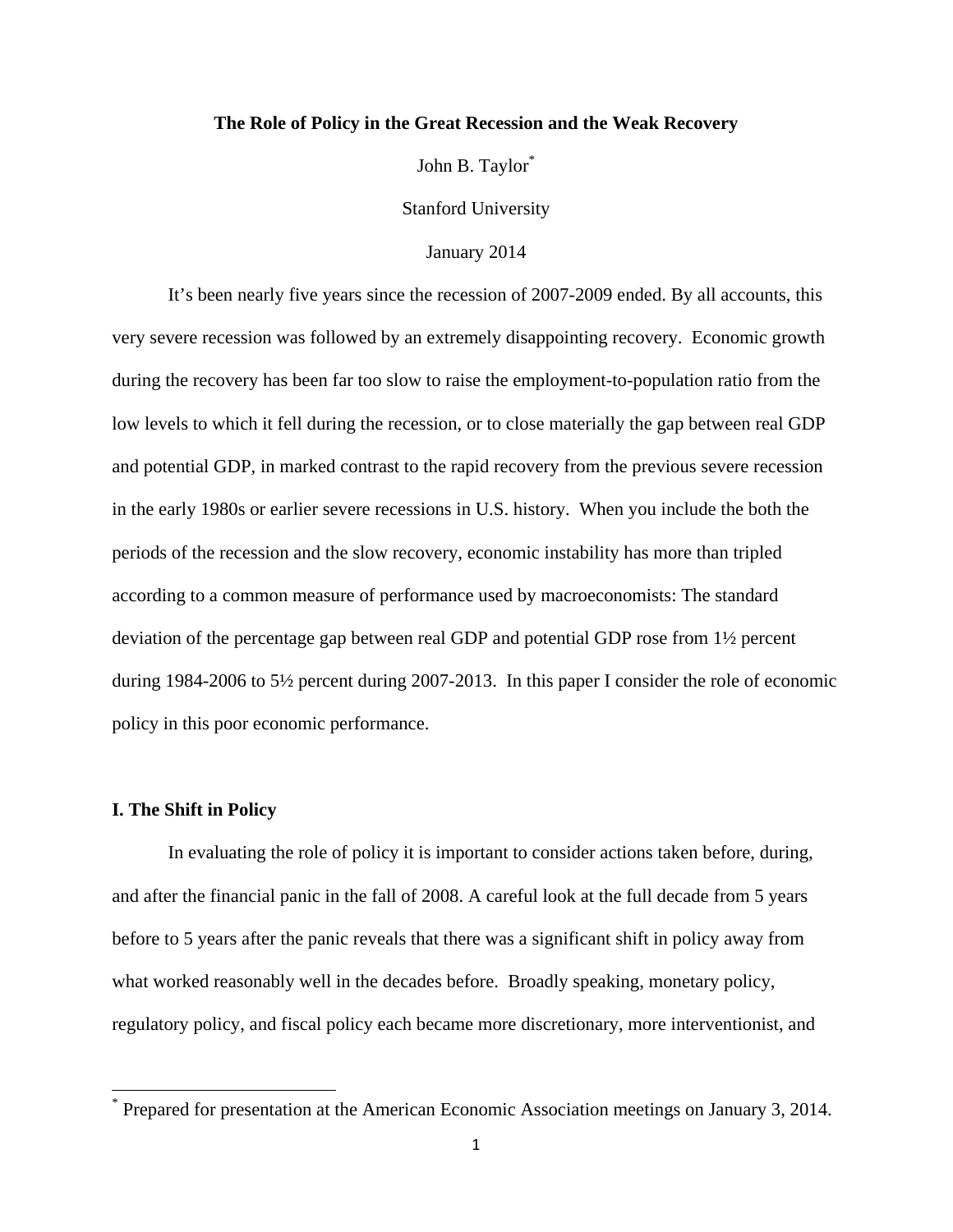# The Role of Policy in the Great Recession and the Weak Recovery

John B. Taylor*

Stanford University

January 2014

It's been nearly five years since the recession of 2007-2009 ended. By all accounts, this very severe recession was followed by an extremely disappointing recovery. Economic growth during the recovery has been far too slow to raise the employment-to-population ratio from the low levels to which it fell during the recession, or to close materially the gap between real GDP and potential GDP, in marked contrast to the rapid recovery from the previous severe recession in the early 1980s or earlier severe recessions in U.S. history. When you include the both the periods of the recession and the slow recovery, economic instability has more than tripled according to a common measure of performance used by macroeconomists: The standard deviation of the percentage gap between real GDP and potential GDP rose from 1½ percent during 1984-2006 to 5½ percent during 2007-2013. In this paper I consider the role of economic policy in this poor economic performance.

## I. The Shift in Policy

In evaluating the role of policy it is important to consider actions taken before, during, and after the financial panic in the fall of 2008. A careful look at the full decade from 5 years before to 5 years after the panic reveals that there was a significant shift in policy away from what worked reasonably well in the decades before. Broadly speaking, monetary policy, regulatory policy, and fiscal policy each became more discretionary, more interventionist, and

* Prepared for presentation at the American Economic Association meetings on January 3, 2014.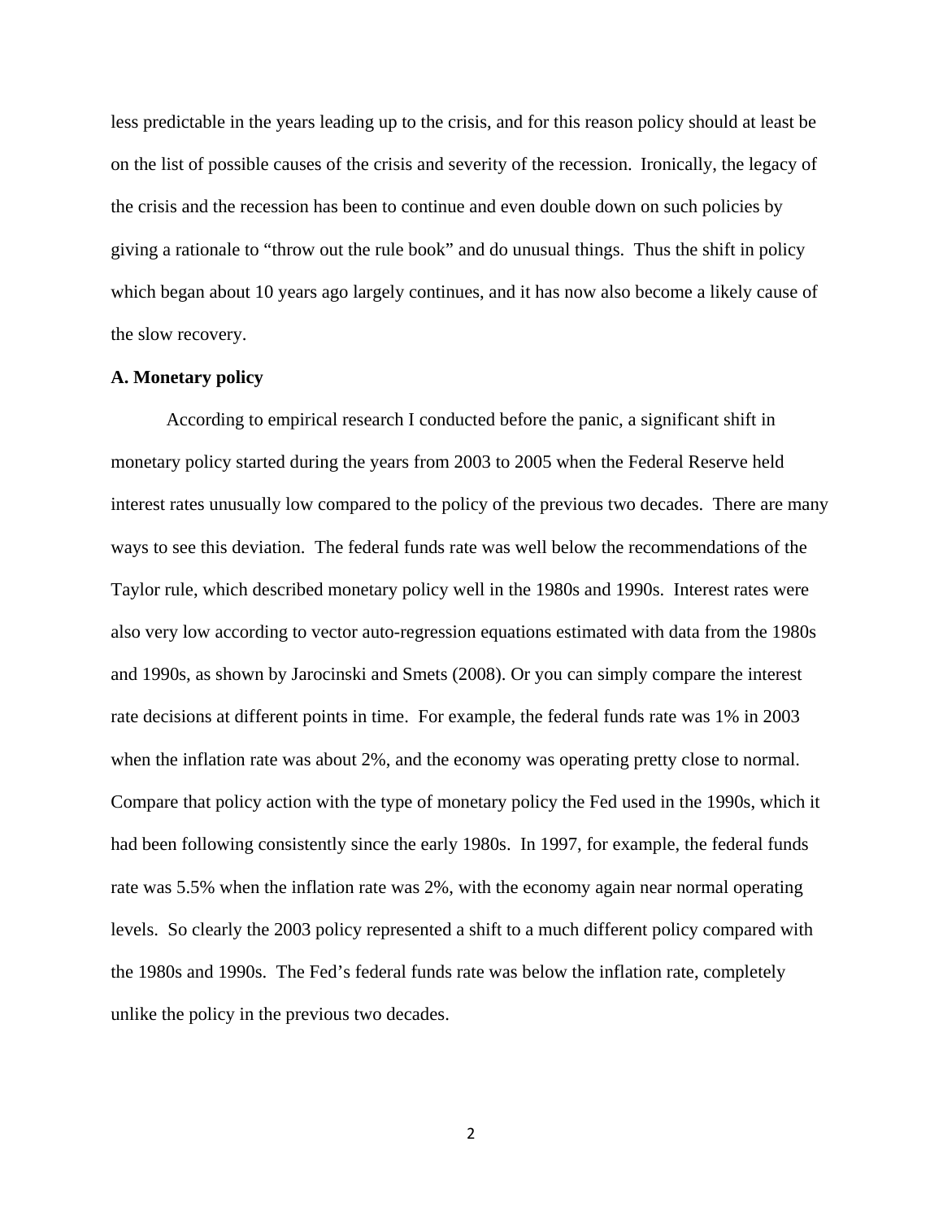less predictable in the years leading up to the crisis, and for this reason policy should at least be on the list of possible causes of the crisis and severity of the recession. Ironically, the legacy of the crisis and the recession has been to continue and even double down on such policies by giving a rationale to "throw out the rule book" and do unusual things. Thus the shift in policy which began about 10 years ago largely continues, and it has now also become a likely cause of the slow recovery.

**A. Monetary policy**

According to empirical research I conducted before the panic, a significant shift in monetary policy started during the years from 2003 to 2005 when the Federal Reserve held interest rates unusually low compared to the policy of the previous two decades. There are many ways to see this deviation. The federal funds rate was well below the recommendations of the Taylor rule, which described monetary policy well in the 1980s and 1990s. Interest rates were also very low according to vector auto-regression equations estimated with data from the 1980s and 1990s, as shown by Jarocinski and Smets (2008). Or you can simply compare the interest rate decisions at different points in time. For example, the federal funds rate was 1% in 2003 when the inflation rate was about 2%, and the economy was operating pretty close to normal. Compare that policy action with the type of monetary policy the Fed used in the 1990s, which it had been following consistently since the early 1980s. In 1997, for example, the federal funds rate was 5.5% when the inflation rate was 2%, with the economy again near normal operating levels. So clearly the 2003 policy represented a shift to a much different policy compared with the 1980s and 1990s. The Fed's federal funds rate was below the inflation rate, completely unlike the policy in the previous two decades.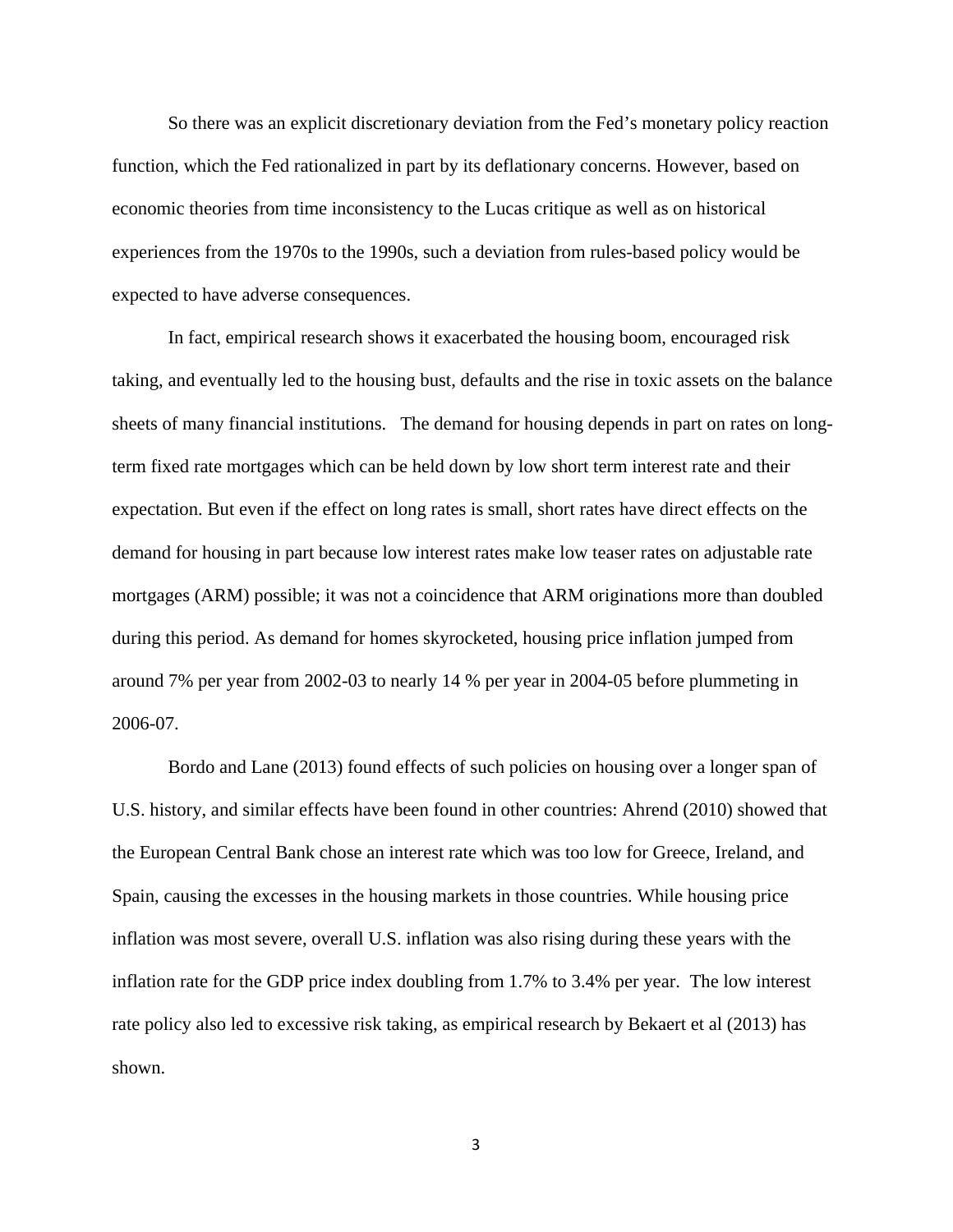So there was an explicit discretionary deviation from the Fed's monetary policy reaction function, which the Fed rationalized in part by its deflationary concerns. However, based on economic theories from time inconsistency to the Lucas critique as well as on historical experiences from the 1970s to the 1990s, such a deviation from rules-based policy would be expected to have adverse consequences.

In fact, empirical research shows it exacerbated the housing boom, encouraged risk taking, and eventually led to the housing bust, defaults and the rise in toxic assets on the balance sheets of many financial institutions. The demand for housing depends in part on rates on long-term fixed rate mortgages which can be held down by low short term interest rate and their expectation. But even if the effect on long rates is small, short rates have direct effects on the demand for housing in part because low interest rates make low teaser rates on adjustable rate mortgages (ARM) possible; it was not a coincidence that ARM originations more than doubled during this period. As demand for homes skyrocketed, housing price inflation jumped from around 7% per year from 2002-03 to nearly 14 % per year in 2004-05 before plummeting in 2006-07.

Bordo and Lane (2013) found effects of such policies on housing over a longer span of U.S. history, and similar effects have been found in other countries: Ahrend (2010) showed that the European Central Bank chose an interest rate which was too low for Greece, Ireland, and Spain, causing the excesses in the housing markets in those countries. While housing price inflation was most severe, overall U.S. inflation was also rising during these years with the inflation rate for the GDP price index doubling from 1.7% to 3.4% per year. The low interest rate policy also led to excessive risk taking, as empirical research by Bekaert et al (2013) has shown.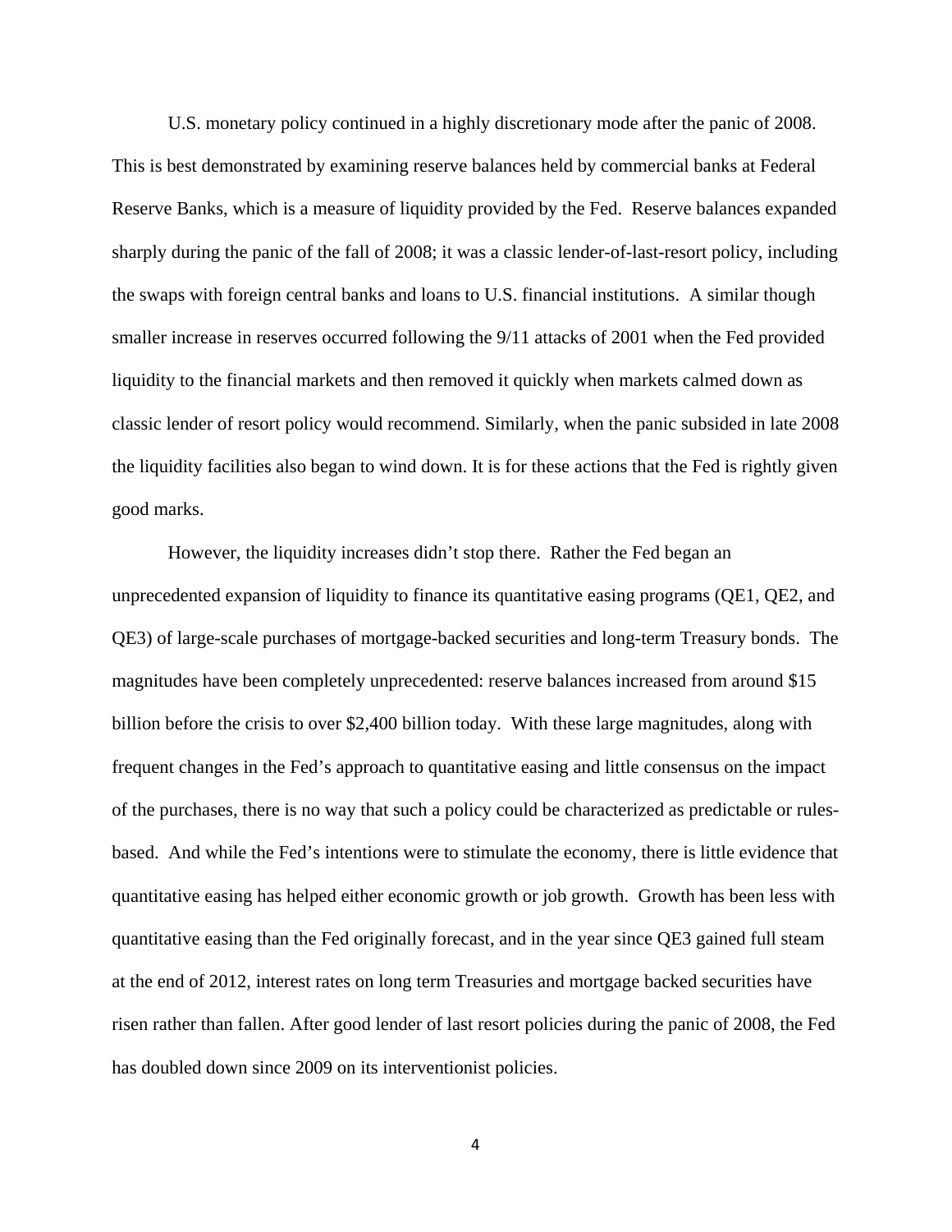U.S. monetary policy continued in a highly discretionary mode after the panic of 2008. This is best demonstrated by examining reserve balances held by commercial banks at Federal Reserve Banks, which is a measure of liquidity provided by the Fed. Reserve balances expanded sharply during the panic of the fall of 2008; it was a classic lender-of-last-resort policy, including the swaps with foreign central banks and loans to U.S. financial institutions. A similar though smaller increase in reserves occurred following the 9/11 attacks of 2001 when the Fed provided liquidity to the financial markets and then removed it quickly when markets calmed down as classic lender of resort policy would recommend. Similarly, when the panic subsided in late 2008 the liquidity facilities also began to wind down. It is for these actions that the Fed is rightly given good marks.

However, the liquidity increases didn't stop there. Rather the Fed began an unprecedented expansion of liquidity to finance its quantitative easing programs (QE1, QE2, and QE3) of large-scale purchases of mortgage-backed securities and long-term Treasury bonds. The magnitudes have been completely unprecedented: reserve balances increased from around $15 billion before the crisis to over $2,400 billion today. With these large magnitudes, along with frequent changes in the Fed's approach to quantitative easing and little consensus on the impact of the purchases, there is no way that such a policy could be characterized as predictable or rules-based. And while the Fed's intentions were to stimulate the economy, there is little evidence that quantitative easing has helped either economic growth or job growth. Growth has been less with quantitative easing than the Fed originally forecast, and in the year since QE3 gained full steam at the end of 2012, interest rates on long term Treasuries and mortgage backed securities have risen rather than fallen. After good lender of last resort policies during the panic of 2008, the Fed has doubled down since 2009 on its interventionist policies.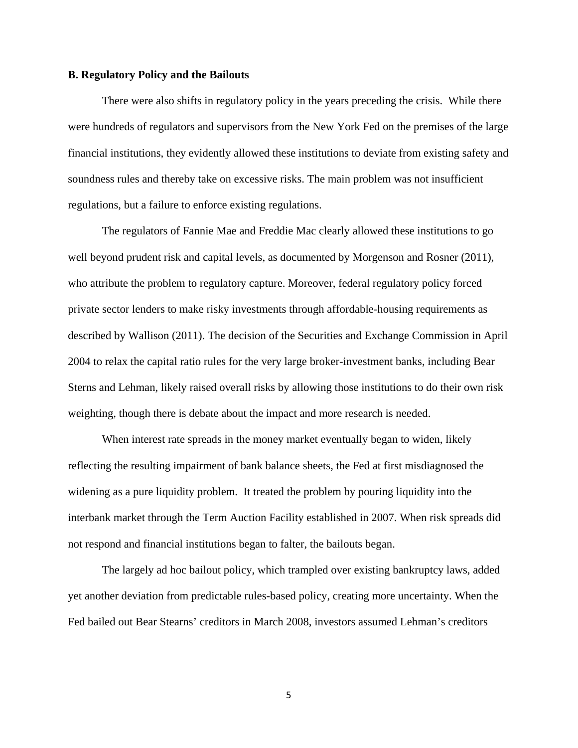**B. Regulatory Policy and the Bailouts**

There were also shifts in regulatory policy in the years preceding the crisis. While there were hundreds of regulators and supervisors from the New York Fed on the premises of the large financial institutions, they evidently allowed these institutions to deviate from existing safety and soundness rules and thereby take on excessive risks. The main problem was not insufficient regulations, but a failure to enforce existing regulations.

The regulators of Fannie Mae and Freddie Mac clearly allowed these institutions to go well beyond prudent risk and capital levels, as documented by Morgenson and Rosner (2011), who attribute the problem to regulatory capture. Moreover, federal regulatory policy forced private sector lenders to make risky investments through affordable-housing requirements as described by Wallison (2011). The decision of the Securities and Exchange Commission in April 2004 to relax the capital ratio rules for the very large broker-investment banks, including Bear Sterns and Lehman, likely raised overall risks by allowing those institutions to do their own risk weighting, though there is debate about the impact and more research is needed.

When interest rate spreads in the money market eventually began to widen, likely reflecting the resulting impairment of bank balance sheets, the Fed at first misdiagnosed the widening as a pure liquidity problem. It treated the problem by pouring liquidity into the interbank market through the Term Auction Facility established in 2007. When risk spreads did not respond and financial institutions began to falter, the bailouts began.

The largely ad hoc bailout policy, which trampled over existing bankruptcy laws, added yet another deviation from predictable rules-based policy, creating more uncertainty. When the Fed bailed out Bear Stearns' creditors in March 2008, investors assumed Lehman's creditors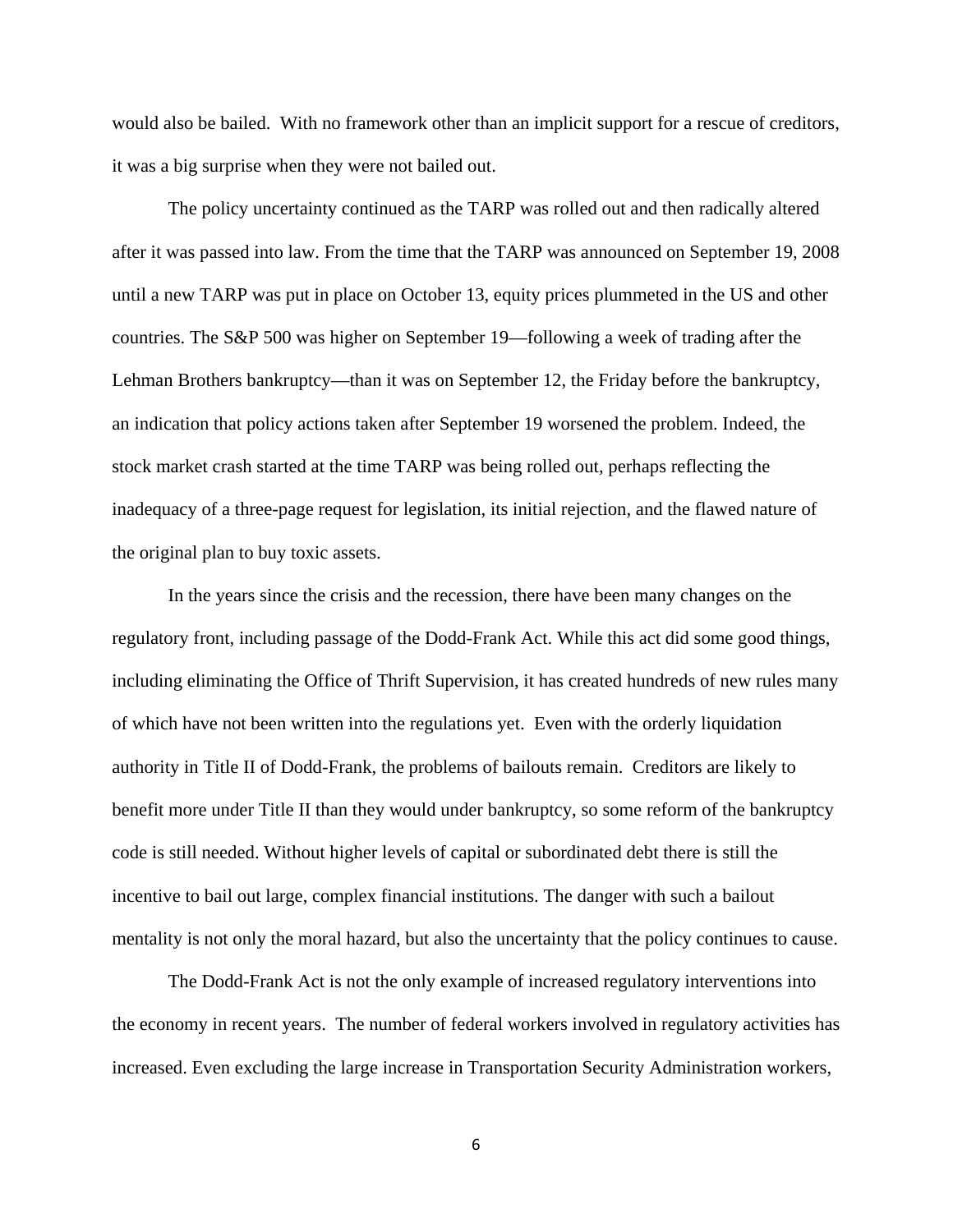would also be bailed.  With no framework other than an implicit support for a rescue of creditors, it was a big surprise when they were not bailed out.

The policy uncertainty continued as the TARP was rolled out and then radically altered after it was passed into law. From the time that the TARP was announced on September 19, 2008 until a new TARP was put in place on October 13, equity prices plummeted in the US and other countries. The S&P 500 was higher on September 19—following a week of trading after the Lehman Brothers bankruptcy—than it was on September 12, the Friday before the bankruptcy, an indication that policy actions taken after September 19 worsened the problem. Indeed, the stock market crash started at the time TARP was being rolled out, perhaps reflecting the inadequacy of a three-page request for legislation, its initial rejection, and the flawed nature of the original plan to buy toxic assets.

In the years since the crisis and the recession, there have been many changes on the regulatory front, including passage of the Dodd-Frank Act. While this act did some good things, including eliminating the Office of Thrift Supervision, it has created hundreds of new rules many of which have not been written into the regulations yet.  Even with the orderly liquidation authority in Title II of Dodd-Frank, the problems of bailouts remain.  Creditors are likely to benefit more under Title II than they would under bankruptcy, so some reform of the bankruptcy code is still needed. Without higher levels of capital or subordinated debt there is still the incentive to bail out large, complex financial institutions. The danger with such a bailout mentality is not only the moral hazard, but also the uncertainty that the policy continues to cause.

The Dodd-Frank Act is not the only example of increased regulatory interventions into the economy in recent years.  The number of federal workers involved in regulatory activities has increased. Even excluding the large increase in Transportation Security Administration workers,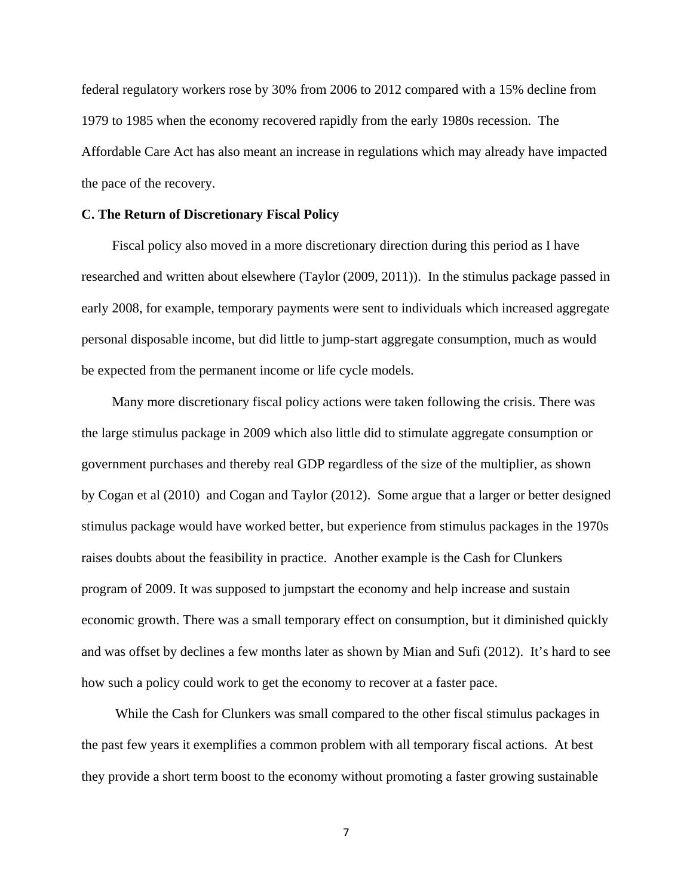federal regulatory workers rose by 30% from 2006 to 2012 compared with a 15% decline from 1979 to 1985 when the economy recovered rapidly from the early 1980s recession. The Affordable Care Act has also meant an increase in regulations which may already have impacted the pace of the recovery.

**C. The Return of Discretionary Fiscal Policy**

Fiscal policy also moved in a more discretionary direction during this period as I have researched and written about elsewhere (Taylor (2009, 2011)). In the stimulus package passed in early 2008, for example, temporary payments were sent to individuals which increased aggregate personal disposable income, but did little to jump-start aggregate consumption, much as would be expected from the permanent income or life cycle models.

Many more discretionary fiscal policy actions were taken following the crisis. There was the large stimulus package in 2009 which also little did to stimulate aggregate consumption or government purchases and thereby real GDP regardless of the size of the multiplier, as shown by Cogan et al (2010) and Cogan and Taylor (2012). Some argue that a larger or better designed stimulus package would have worked better, but experience from stimulus packages in the 1970s raises doubts about the feasibility in practice. Another example is the Cash for Clunkers program of 2009. It was supposed to jumpstart the economy and help increase and sustain economic growth. There was a small temporary effect on consumption, but it diminished quickly and was offset by declines a few months later as shown by Mian and Sufi (2012). It's hard to see how such a policy could work to get the economy to recover at a faster pace.

While the Cash for Clunkers was small compared to the other fiscal stimulus packages in the past few years it exemplifies a common problem with all temporary fiscal actions. At best they provide a short term boost to the economy without promoting a faster growing sustainable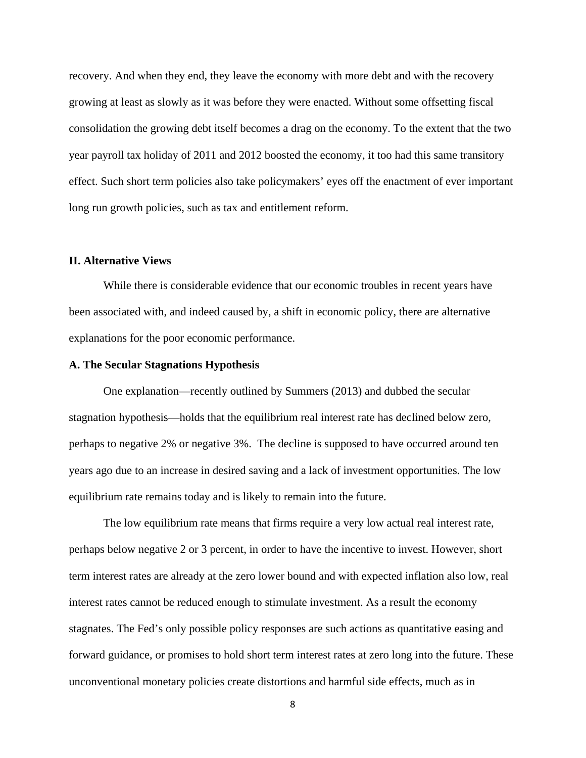recovery. And when they end, they leave the economy with more debt and with the recovery growing at least as slowly as it was before they were enacted. Without some offsetting fiscal consolidation the growing debt itself becomes a drag on the economy. To the extent that the two year payroll tax holiday of 2011 and 2012 boosted the economy, it too had this same transitory effect. Such short term policies also take policymakers' eyes off the enactment of ever important long run growth policies, such as tax and entitlement reform.

## II. Alternative Views

While there is considerable evidence that our economic troubles in recent years have been associated with, and indeed caused by, a shift in economic policy, there are alternative explanations for the poor economic performance.

### A. The Secular Stagnations Hypothesis

One explanation—recently outlined by Summers (2013) and dubbed the secular stagnation hypothesis—holds that the equilibrium real interest rate has declined below zero, perhaps to negative 2% or negative 3%. The decline is supposed to have occurred around ten years ago due to an increase in desired saving and a lack of investment opportunities. The low equilibrium rate remains today and is likely to remain into the future.

The low equilibrium rate means that firms require a very low actual real interest rate, perhaps below negative 2 or 3 percent, in order to have the incentive to invest. However, short term interest rates are already at the zero lower bound and with expected inflation also low, real interest rates cannot be reduced enough to stimulate investment. As a result the economy stagnates. The Fed's only possible policy responses are such actions as quantitative easing and forward guidance, or promises to hold short term interest rates at zero long into the future. These unconventional monetary policies create distortions and harmful side effects, much as in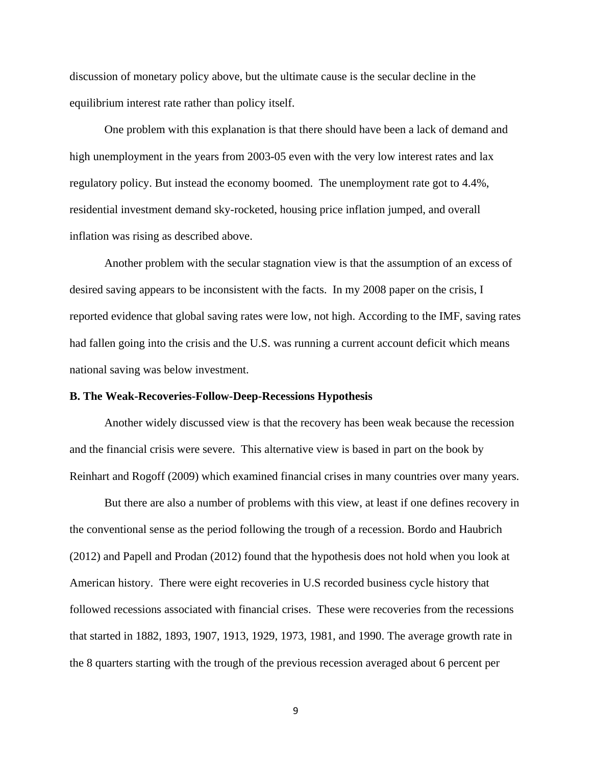discussion of monetary policy above, but the ultimate cause is the secular decline in the equilibrium interest rate rather than policy itself.

One problem with this explanation is that there should have been a lack of demand and high unemployment in the years from 2003-05 even with the very low interest rates and lax regulatory policy. But instead the economy boomed. The unemployment rate got to 4.4%, residential investment demand sky-rocketed, housing price inflation jumped, and overall inflation was rising as described above.

Another problem with the secular stagnation view is that the assumption of an excess of desired saving appears to be inconsistent with the facts. In my 2008 paper on the crisis, I reported evidence that global saving rates were low, not high. According to the IMF, saving rates had fallen going into the crisis and the U.S. was running a current account deficit which means national saving was below investment.

**B. The Weak-Recoveries-Follow-Deep-Recessions Hypothesis**

Another widely discussed view is that the recovery has been weak because the recession and the financial crisis were severe. This alternative view is based in part on the book by Reinhart and Rogoff (2009) which examined financial crises in many countries over many years.

But there are also a number of problems with this view, at least if one defines recovery in the conventional sense as the period following the trough of a recession. Bordo and Haubrich (2012) and Papell and Prodan (2012) found that the hypothesis does not hold when you look at American history. There were eight recoveries in U.S recorded business cycle history that followed recessions associated with financial crises. These were recoveries from the recessions that started in 1882, 1893, 1907, 1913, 1929, 1973, 1981, and 1990. The average growth rate in the 8 quarters starting with the trough of the previous recession averaged about 6 percent per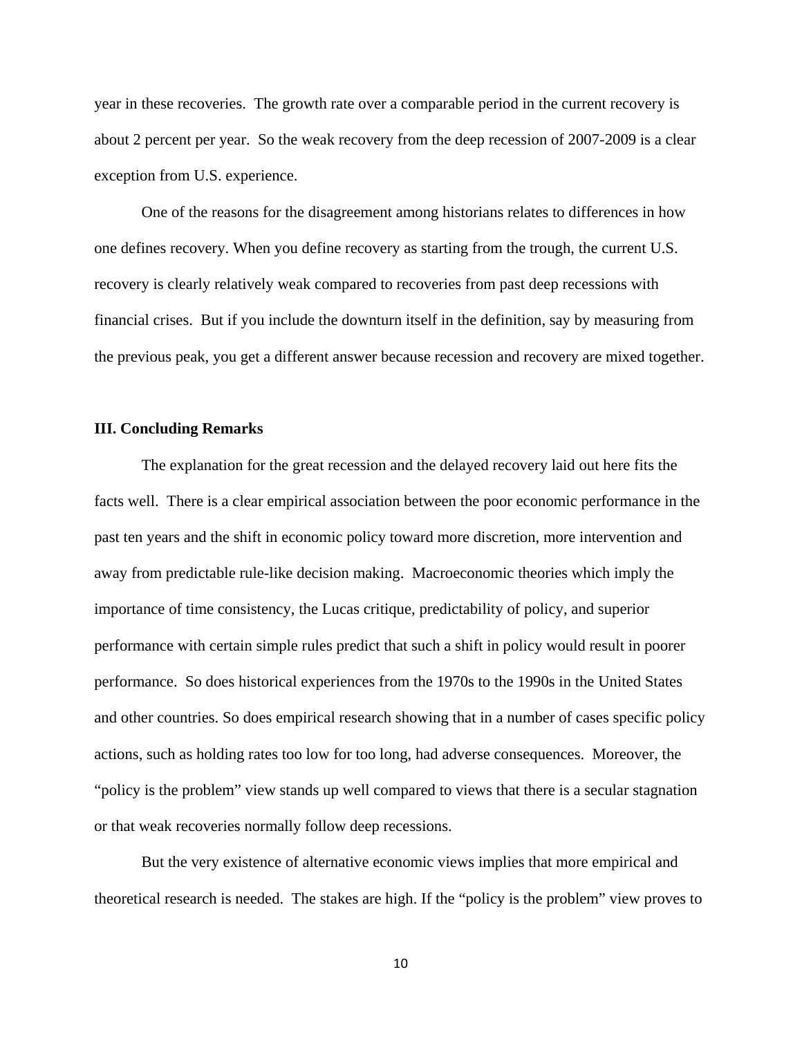year in these recoveries. The growth rate over a comparable period in the current recovery is about 2 percent per year. So the weak recovery from the deep recession of 2007-2009 is a clear exception from U.S. experience.

One of the reasons for the disagreement among historians relates to differences in how one defines recovery. When you define recovery as starting from the trough, the current U.S. recovery is clearly relatively weak compared to recoveries from past deep recessions with financial crises. But if you include the downturn itself in the definition, say by measuring from the previous peak, you get a different answer because recession and recovery are mixed together.

## III. Concluding Remarks

The explanation for the great recession and the delayed recovery laid out here fits the facts well. There is a clear empirical association between the poor economic performance in the past ten years and the shift in economic policy toward more discretion, more intervention and away from predictable rule-like decision making. Macroeconomic theories which imply the importance of time consistency, the Lucas critique, predictability of policy, and superior performance with certain simple rules predict that such a shift in policy would result in poorer performance. So does historical experiences from the 1970s to the 1990s in the United States and other countries. So does empirical research showing that in a number of cases specific policy actions, such as holding rates too low for too long, had adverse consequences. Moreover, the "policy is the problem" view stands up well compared to views that there is a secular stagnation or that weak recoveries normally follow deep recessions.

But the very existence of alternative economic views implies that more empirical and theoretical research is needed. The stakes are high. If the "policy is the problem" view proves to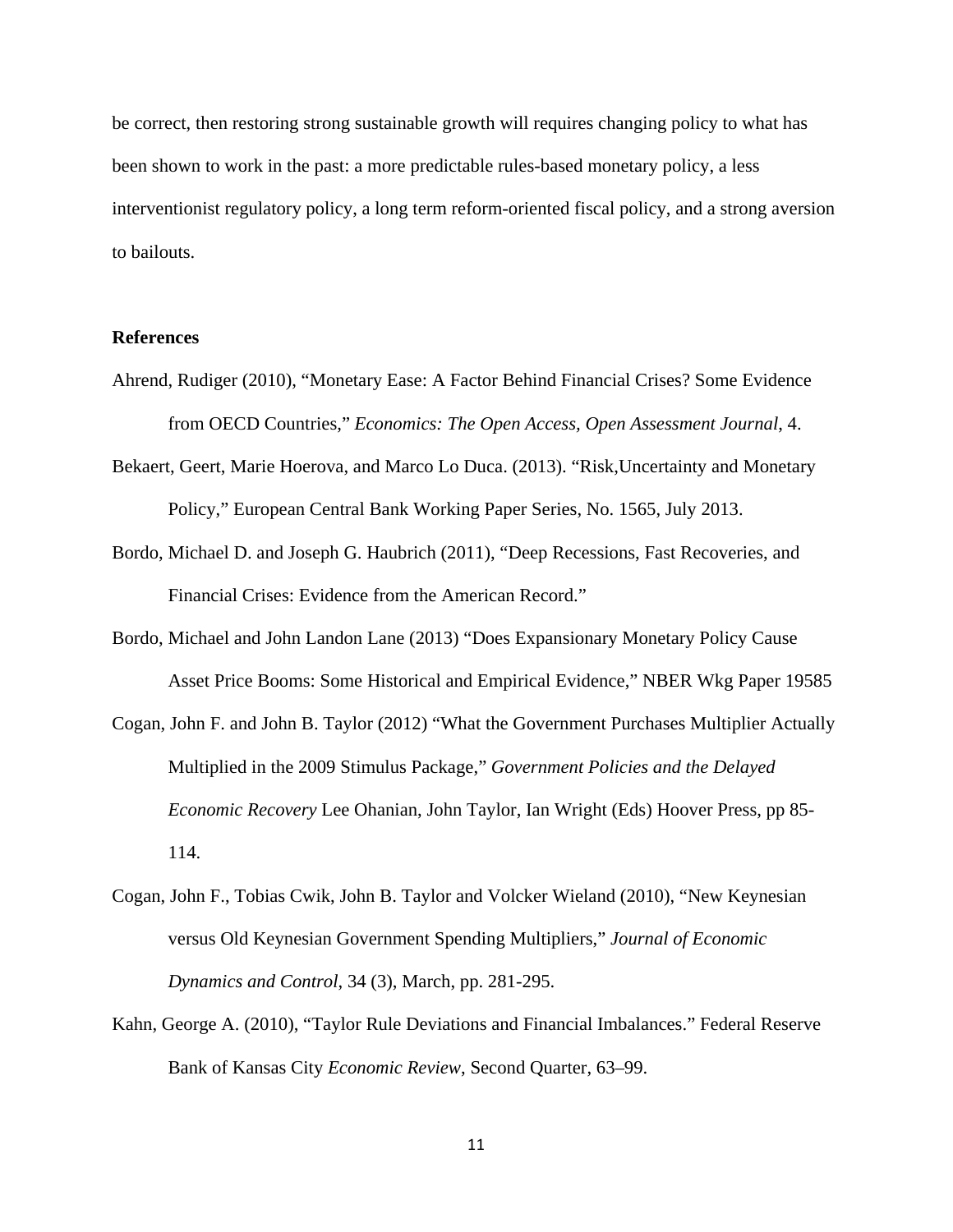be correct, then restoring strong sustainable growth will requires changing policy to what has been shown to work in the past: a more predictable rules-based monetary policy, a less interventionist regulatory policy, a long term reform-oriented fiscal policy, and a strong aversion to bailouts.

**References**

Ahrend, Rudiger (2010), "Monetary Ease: A Factor Behind Financial Crises? Some Evidence from OECD Countries," *Economics: The Open Access, Open Assessment Journal*, 4.

Bekaert, Geert, Marie Hoerova, and Marco Lo Duca. (2013). "Risk,Uncertainty and Monetary Policy," European Central Bank Working Paper Series, No. 1565, July 2013.

Bordo, Michael D. and Joseph G. Haubrich (2011), "Deep Recessions, Fast Recoveries, and Financial Crises: Evidence from the American Record."

Bordo, Michael and John Landon Lane (2013) "Does Expansionary Monetary Policy Cause Asset Price Booms: Some Historical and Empirical Evidence," NBER Wkg Paper 19585

Cogan, John F. and John B. Taylor (2012) "What the Government Purchases Multiplier Actually Multiplied in the 2009 Stimulus Package," *Government Policies and the Delayed Economic Recovery* Lee Ohanian, John Taylor, Ian Wright (Eds) Hoover Press, pp 85-114.

Cogan, John F., Tobias Cwik, John B. Taylor and Volcker Wieland (2010), "New Keynesian versus Old Keynesian Government Spending Multipliers," *Journal of Economic Dynamics and Control*, 34 (3), March, pp. 281-295.

Kahn, George A. (2010), "Taylor Rule Deviations and Financial Imbalances." Federal Reserve Bank of Kansas City *Economic Review*, Second Quarter, 63–99.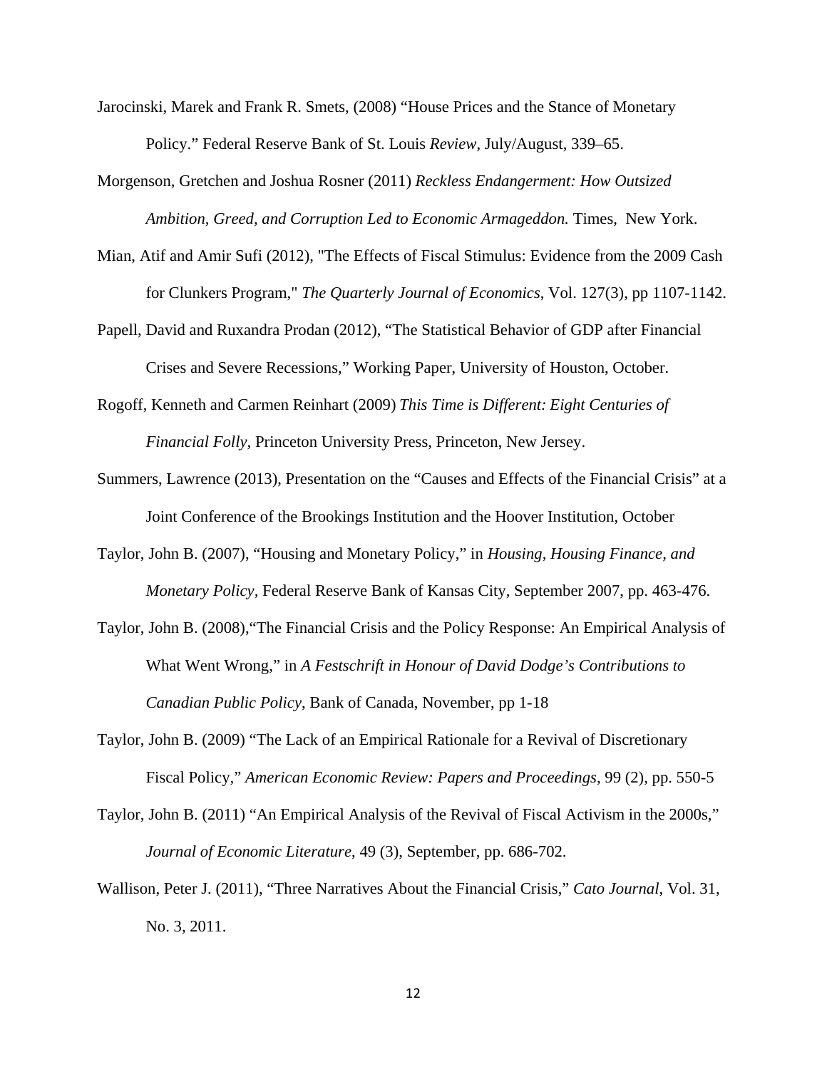Jarocinski, Marek and Frank R. Smets, (2008) "House Prices and the Stance of Monetary Policy." Federal Reserve Bank of St. Louis *Review*, July/August, 339–65.

Morgenson, Gretchen and Joshua Rosner (2011) *Reckless Endangerment: How Outsized Ambition, Greed, and Corruption Led to Economic Armageddon.* Times, New York.

Mian, Atif and Amir Sufi (2012), "The Effects of Fiscal Stimulus: Evidence from the 2009 Cash for Clunkers Program," *The Quarterly Journal of Economics*, Vol. 127(3), pp 1107-1142.

Papell, David and Ruxandra Prodan (2012), "The Statistical Behavior of GDP after Financial Crises and Severe Recessions," Working Paper, University of Houston, October.

Rogoff, Kenneth and Carmen Reinhart (2009) *This Time is Different: Eight Centuries of Financial Folly,* Princeton University Press, Princeton, New Jersey.

Summers, Lawrence (2013), Presentation on the "Causes and Effects of the Financial Crisis" at a Joint Conference of the Brookings Institution and the Hoover Institution, October

Taylor, John B. (2007), "Housing and Monetary Policy," in *Housing, Housing Finance, and Monetary Policy,* Federal Reserve Bank of Kansas City, September 2007, pp. 463-476.

Taylor, John B. (2008),"The Financial Crisis and the Policy Response: An Empirical Analysis of What Went Wrong," in *A Festschrift in Honour of David Dodge's Contributions to Canadian Public Policy*, Bank of Canada, November, pp 1-18

Taylor, John B. (2009) "The Lack of an Empirical Rationale for a Revival of Discretionary Fiscal Policy," *American Economic Review: Papers and Proceedings*, 99 (2), pp. 550-5

Taylor, John B. (2011) "An Empirical Analysis of the Revival of Fiscal Activism in the 2000s," *Journal of Economic Literature*, 49 (3), September, pp. 686-702.

Wallison, Peter J. (2011), "Three Narratives About the Financial Crisis," *Cato Journal*, Vol. 31, No. 3, 2011.